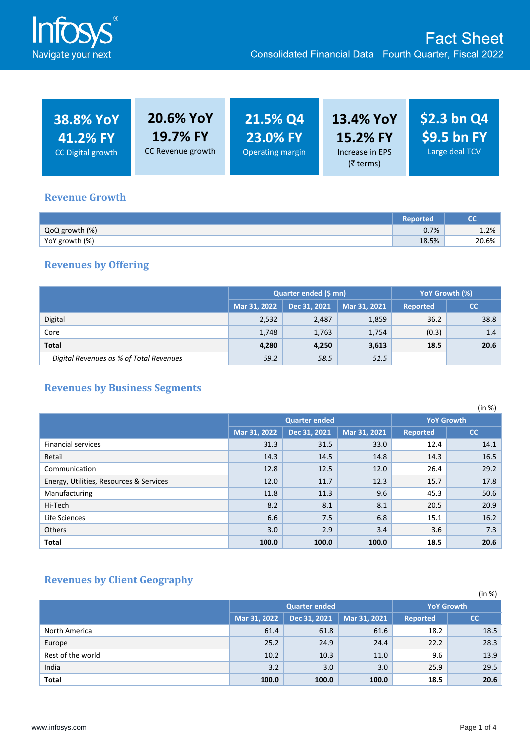# Infosys

Navigate your next

## Fact Sheet

Consolidated Financial Data - Fourth Quarter, Fiscal 2022

| 38.8% YoY<br>41.2% FY<br>CC Digital growth | 20.6% YoY<br>19.7% FY<br>CC Revenue growth | 21.5% Q4<br>23.0% FY<br>Operating margin | 13.4% YoY<br>15.2% FY<br>Increase in EPS (₹ terms) | \$2.3 bn Q4<br>\$9.5 bn FY<br>Large deal TCV |
|---|---|---|---|---|

## Revenue Growth

| | Reported | CC |
|---|---|---|
| QoQ growth (%) | 0.7% | 1.2% |
| YoY growth (%) | 18.5% | 20.6% |

## Revenues by Offering

| | Quarter ended (\$ mn) | | | YoY Growth (%) | |
|---|---|---|---|---|---|
| | Mar 31, 2022 | Dec 31, 2021 | Mar 31, 2021 | Reported | CC |
| Digital | 2,532 | 2,487 | 1,859 | 36.2 | 38.8 |
| Core | 1,748 | 1,763 | 1,754 | (0.3) | 1.4 |
| **Total** | **4,280** | **4,250** | **3,613** | **18.5** | **20.6** |
| *Digital Revenues as % of Total Revenues* | *59.2* | *58.5* | *51.5* | | |

## Revenues by Business Segments

(in %)

| | Quarter ended | | | YoY Growth | |
|---|---|---|---|---|---|
| | Mar 31, 2022 | Dec 31, 2021 | Mar 31, 2021 | Reported | CC |
| Financial services | 31.3 | 31.5 | 33.0 | 12.4 | 14.1 |
| Retail | 14.3 | 14.5 | 14.8 | 14.3 | 16.5 |
| Communication | 12.8 | 12.5 | 12.0 | 26.4 | 29.2 |
| Energy, Utilities, Resources & Services | 12.0 | 11.7 | 12.3 | 15.7 | 17.8 |
| Manufacturing | 11.8 | 11.3 | 9.6 | 45.3 | 50.6 |
| Hi-Tech | 8.2 | 8.1 | 8.1 | 20.5 | 20.9 |
| Life Sciences | 6.6 | 7.5 | 6.8 | 15.1 | 16.2 |
| Others | 3.0 | 2.9 | 3.4 | 3.6 | 7.3 |
| **Total** | **100.0** | **100.0** | **100.0** | **18.5** | **20.6** |

## Revenues by Client Geography

(in %)

| | Quarter ended | | | YoY Growth | |
|---|---|---|---|---|---|
| | Mar 31, 2022 | Dec 31, 2021 | Mar 31, 2021 | Reported | CC |
| North America | 61.4 | 61.8 | 61.6 | 18.2 | 18.5 |
| Europe | 25.2 | 24.9 | 24.4 | 22.2 | 28.3 |
| Rest of the world | 10.2 | 10.3 | 11.0 | 9.6 | 13.9 |
| India | 3.2 | 3.0 | 3.0 | 25.9 | 29.5 |
| **Total** | **100.0** | **100.0** | **100.0** | **18.5** | **20.6** |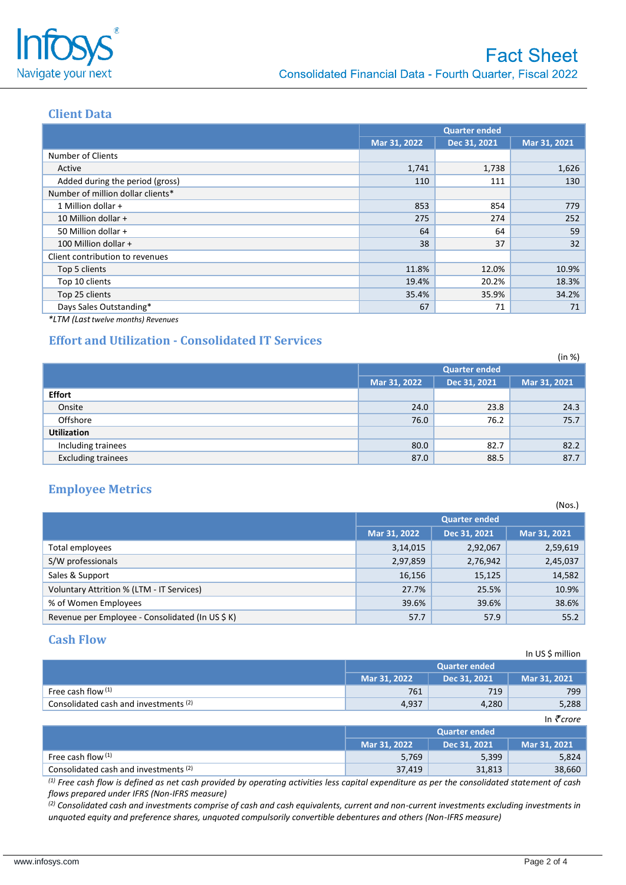## Client Data

| | Quarter ended | | |
|---|---|---|---|
| | Mar 31, 2022 | Dec 31, 2021 | Mar 31, 2021 |
| Number of Clients | | | |
| Active | 1,741 | 1,738 | 1,626 |
| Added during the period (gross) | 110 | 111 | 130 |
| Number of million dollar clients* | | | |
| 1 Million dollar + | 853 | 854 | 779 |
| 10 Million dollar + | 275 | 274 | 252 |
| 50 Million dollar + | 64 | 64 | 59 |
| 100 Million dollar + | 38 | 37 | 32 |
| Client contribution to revenues | | | |
| Top 5 clients | 11.8% | 12.0% | 10.9% |
| Top 10 clients | 19.4% | 20.2% | 18.3% |
| Top 25 clients | 35.4% | 35.9% | 34.2% |
| Days Sales Outstanding* | 67 | 71 | 71 |

*\*LTM (Last twelve months) Revenues*

## Effort and Utilization - Consolidated IT Services

(in %)

| | Quarter ended | | |
|---|---|---|---|
| | Mar 31, 2022 | Dec 31, 2021 | Mar 31, 2021 |
| **Effort** | | | |
| Onsite | 24.0 | 23.8 | 24.3 |
| Offshore | 76.0 | 76.2 | 75.7 |
| **Utilization** | | | |
| Including trainees | 80.0 | 82.7 | 82.2 |
| Excluding trainees | 87.0 | 88.5 | 87.7 |

## Employee Metrics

(Nos.)

| | Quarter ended | | |
|---|---|---|---|
| | Mar 31, 2022 | Dec 31, 2021 | Mar 31, 2021 |
| Total employees | 3,14,015 | 2,92,067 | 2,59,619 |
| S/W professionals | 2,97,859 | 2,76,942 | 2,45,037 |
| Sales & Support | 16,156 | 15,125 | 14,582 |
| Voluntary Attrition % (LTM - IT Services) | 27.7% | 25.5% | 10.9% |
| % of Women Employees | 39.6% | 39.6% | 38.6% |
| Revenue per Employee - Consolidated (In US $ K) | 57.7 | 57.9 | 55.2 |

## Cash Flow

In US $ million

| | Quarter ended | | |
|---|---|---|---|
| | Mar 31, 2022 | Dec 31, 2021 | Mar 31, 2021 |
| Free cash flow [1] | 761 | 719 | 799 |
| Consolidated cash and investments [2] | 4,937 | 4,280 | 5,288 |

In ₹ crore

| | Quarter ended | | |
|---|---|---|---|
| | Mar 31, 2022 | Dec 31, 2021 | Mar 31, 2021 |
| Free cash flow [1] | 5,769 | 5,399 | 5,824 |
| Consolidated cash and investments [2] | 37,419 | 31,813 | 38,660 |

*[1] Free cash flow is defined as net cash provided by operating activities less capital expenditure as per the consolidated statement of cash flows prepared under IFRS (Non-IFRS measure)*

*[2] Consolidated cash and investments comprise of cash and cash equivalents, current and non-current investments excluding investments in unquoted equity and preference shares, unquoted compulsorily convertible debentures and others (Non-IFRS measure)*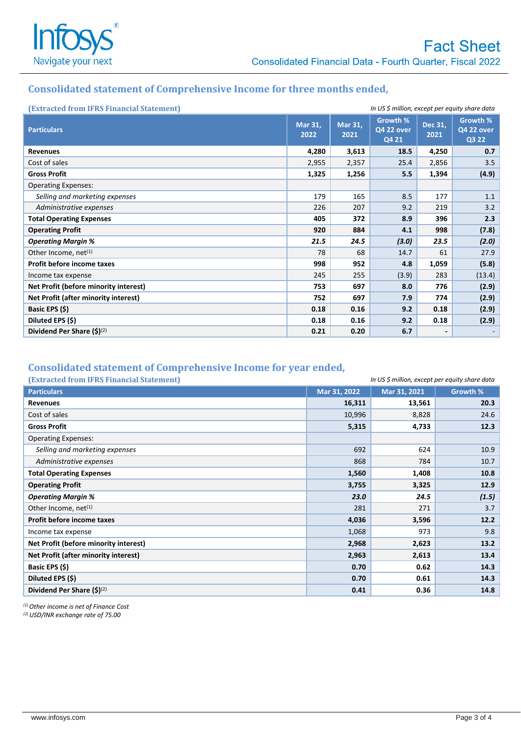# Fact Sheet

Consolidated Financial Data - Fourth Quarter, Fiscal 2022

## Consolidated statement of Comprehensive Income for three months ended,

**(Extracted from IFRS Financial Statement)**

*In US $ million, except per equity share data*

| Particulars | Mar 31, 2022 | Mar 31, 2021 | Growth % Q4 22 over Q4 21 | Dec 31, 2021 | Growth % Q4 22 over Q3 22 |
|---|---|---|---|---|---|
| **Revenues** | **4,280** | **3,613** | **18.5** | **4,250** | **0.7** |
| Cost of sales | 2,955 | 2,357 | 25.4 | 2,856 | 3.5 |
| **Gross Profit** | **1,325** | **1,256** | **5.5** | **1,394** | **(4.9)** |
| Operating Expenses: | | | | | |
| *Selling and marketing expenses* | 179 | 165 | 8.5 | 177 | 1.1 |
| *Administrative expenses* | 226 | 207 | 9.2 | 219 | 3.2 |
| **Total Operating Expenses** | **405** | **372** | **8.9** | **396** | **2.3** |
| **Operating Profit** | **920** | **884** | **4.1** | **998** | **(7.8)** |
| ***Operating Margin %*** | ***21.5*** | ***24.5*** | ***(3.0)*** | ***23.5*** | ***(2.0)*** |
| Other Income, net[1] | 78 | 68 | 14.7 | 61 | 27.9 |
| **Profit before income taxes** | **998** | **952** | **4.8** | **1,059** | **(5.8)** |
| Income tax expense | 245 | 255 | (3.9) | 283 | (13.4) |
| **Net Profit (before minority interest)** | **753** | **697** | **8.0** | **776** | **(2.9)** |
| **Net Profit (after minority interest)** | **752** | **697** | **7.9** | **774** | **(2.9)** |
| **Basic EPS ($)** | **0.18** | **0.16** | **9.2** | **0.18** | **(2.9)** |
| **Diluted EPS ($)** | **0.18** | **0.16** | **9.2** | **0.18** | **(2.9)** |
| **Dividend Per Share ($)[2]** | **0.21** | **0.20** | **6.7** | **-** | - |

## Consolidated statement of Comprehensive Income for year ended,

**(Extracted from IFRS Financial Statement)**

*In US $ million, except per equity share data*

| Particulars | Mar 31, 2022 | Mar 31, 2021 | Growth % |
|---|---|---|---|
| **Revenues** | **16,311** | **13,561** | **20.3** |
| Cost of sales | 10,996 | 8,828 | 24.6 |
| **Gross Profit** | **5,315** | **4,733** | **12.3** |
| Operating Expenses: | | | |
| *Selling and marketing expenses* | 692 | 624 | 10.9 |
| *Administrative expenses* | 868 | 784 | 10.7 |
| **Total Operating Expenses** | **1,560** | **1,408** | **10.8** |
| **Operating Profit** | **3,755** | **3,325** | **12.9** |
| ***Operating Margin %*** | ***23.0*** | ***24.5*** | ***(1.5)*** |
| Other Income, net[1] | 281 | 271 | 3.7 |
| **Profit before income taxes** | **4,036** | **3,596** | **12.2** |
| Income tax expense | 1,068 | 973 | 9.8 |
| **Net Profit (before minority interest)** | **2,968** | **2,623** | **13.2** |
| **Net Profit (after minority interest)** | **2,963** | **2,613** | **13.4** |
| **Basic EPS ($)** | **0.70** | **0.62** | **14.3** |
| **Diluted EPS ($)** | **0.70** | **0.61** | **14.3** |
| **Dividend Per Share ($)[2]** | **0.41** | **0.36** | **14.8** |

*[1] Other income is net of Finance Cost*
*[2] USD/INR exchange rate of 75.00*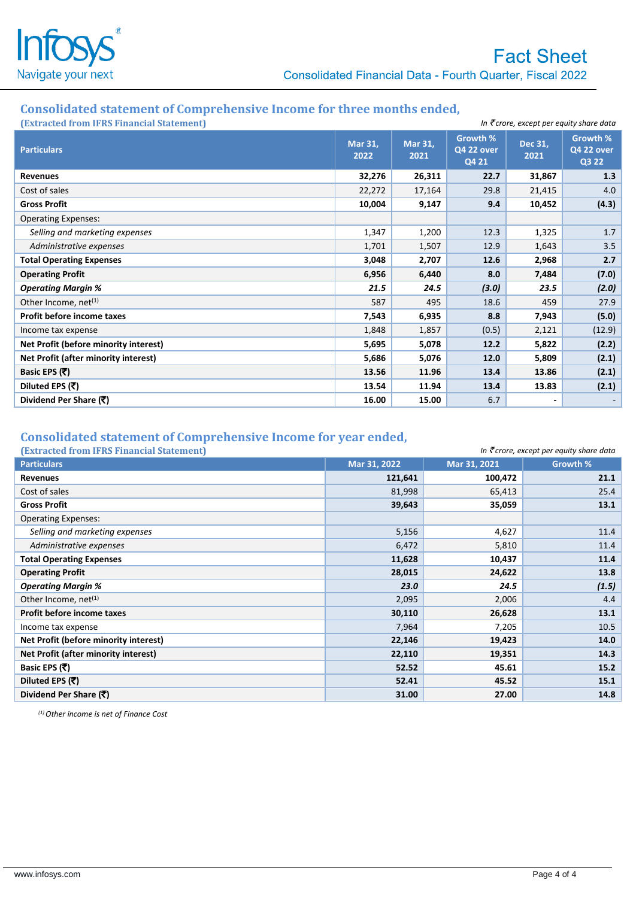Infosys
Navigate your next

# Fact Sheet

Consolidated Financial Data - Fourth Quarter, Fiscal 2022

## Consolidated statement of Comprehensive Income for three months ended,

**(Extracted from IFRS Financial Statement)**

*In ₹crore, except per equity share data*

| Particulars | Mar 31, 2022 | Mar 31, 2021 | Growth % Q4 22 over Q4 21 | Dec 31, 2021 | Growth % Q4 22 over Q3 22 |
|---|---|---|---|---|---|
| **Revenues** | **32,276** | **26,311** | **22.7** | **31,867** | **1.3** |
| Cost of sales | 22,272 | 17,164 | 29.8 | 21,415 | 4.0 |
| **Gross Profit** | **10,004** | **9,147** | **9.4** | **10,452** | **(4.3)** |
| Operating Expenses: | | | | | |
| *Selling and marketing expenses* | 1,347 | 1,200 | 12.3 | 1,325 | 1.7 |
| *Administrative expenses* | 1,701 | 1,507 | 12.9 | 1,643 | 3.5 |
| **Total Operating Expenses** | **3,048** | **2,707** | **12.6** | **2,968** | **2.7** |
| **Operating Profit** | **6,956** | **6,440** | **8.0** | **7,484** | **(7.0)** |
| ***Operating Margin %*** | ***21.5*** | ***24.5*** | ***(3.0)*** | ***23.5*** | ***(2.0)*** |
| Other Income, net[1] | 587 | 495 | 18.6 | 459 | 27.9 |
| **Profit before income taxes** | **7,543** | **6,935** | **8.8** | **7,943** | **(5.0)** |
| Income tax expense | 1,848 | 1,857 | (0.5) | 2,121 | (12.9) |
| **Net Profit (before minority interest)** | **5,695** | **5,078** | **12.2** | **5,822** | **(2.2)** |
| **Net Profit (after minority interest)** | **5,686** | **5,076** | **12.0** | **5,809** | **(2.1)** |
| **Basic EPS (₹)** | **13.56** | **11.96** | **13.4** | **13.86** | **(2.1)** |
| **Diluted EPS (₹)** | **13.54** | **11.94** | **13.4** | **13.83** | **(2.1)** |
| **Dividend Per Share (₹)** | **16.00** | **15.00** | 6.7 | **-** | - |

## Consolidated statement of Comprehensive Income for year ended,

**(Extracted from IFRS Financial Statement)**

*In ₹crore, except per equity share data*

| Particulars | Mar 31, 2022 | Mar 31, 2021 | Growth % |
|---|---|---|---|
| **Revenues** | **121,641** | **100,472** | **21.1** |
| Cost of sales | 81,998 | 65,413 | 25.4 |
| **Gross Profit** | **39,643** | **35,059** | **13.1** |
| Operating Expenses: | | | |
| *Selling and marketing expenses* | 5,156 | 4,627 | 11.4 |
| *Administrative expenses* | 6,472 | 5,810 | 11.4 |
| **Total Operating Expenses** | **11,628** | **10,437** | **11.4** |
| **Operating Profit** | **28,015** | **24,622** | **13.8** |
| ***Operating Margin %*** | ***23.0*** | ***24.5*** | ***(1.5)*** |
| Other Income, net[1] | 2,095 | 2,006 | 4.4 |
| **Profit before income taxes** | **30,110** | **26,628** | **13.1** |
| Income tax expense | 7,964 | 7,205 | 10.5 |
| **Net Profit (before minority interest)** | **22,146** | **19,423** | **14.0** |
| **Net Profit (after minority interest)** | **22,110** | **19,351** | **14.3** |
| **Basic EPS (₹)** | **52.52** | **45.61** | **15.2** |
| **Diluted EPS (₹)** | **52.41** | **45.52** | **15.1** |
| **Dividend Per Share (₹)** | **31.00** | **27.00** | **14.8** |

[1] *Other income is net of Finance Cost*

www.infosys.com